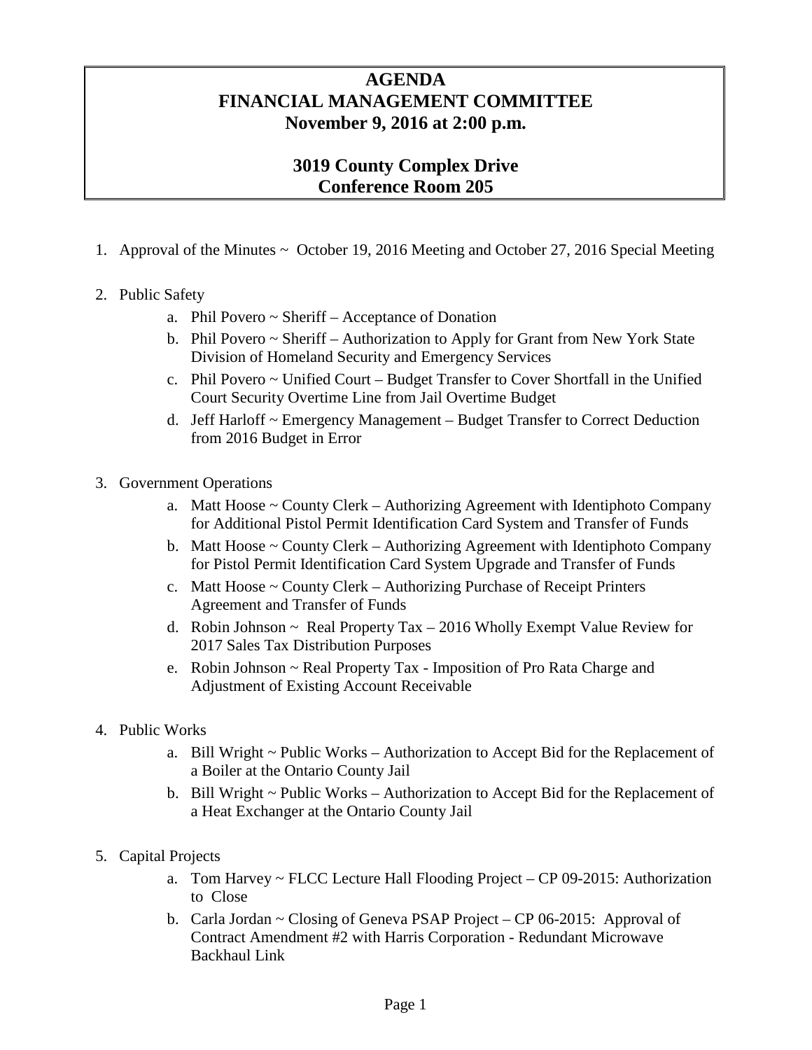# AGENDA
# FINANCIAL MANAGEMENT COMMITTEE
# November 9, 2016 at 2:00 p.m.

## 3019 County Complex Drive
## Conference Room 205

1. Approval of the Minutes ~ October 19, 2016 Meeting and October 27, 2016 Special Meeting

2. Public Safety
    a. Phil Povero ~ Sheriff – Acceptance of Donation
    b. Phil Povero ~ Sheriff – Authorization to Apply for Grant from New York State Division of Homeland Security and Emergency Services
    c. Phil Povero ~ Unified Court – Budget Transfer to Cover Shortfall in the Unified Court Security Overtime Line from Jail Overtime Budget
    d. Jeff Harloff ~ Emergency Management – Budget Transfer to Correct Deduction from 2016 Budget in Error

3. Government Operations
    a. Matt Hoose ~ County Clerk – Authorizing Agreement with Identiphoto Company for Additional Pistol Permit Identification Card System and Transfer of Funds
    b. Matt Hoose ~ County Clerk – Authorizing Agreement with Identiphoto Company for Pistol Permit Identification Card System Upgrade and Transfer of Funds
    c. Matt Hoose ~ County Clerk – Authorizing Purchase of Receipt Printers Agreement and Transfer of Funds
    d. Robin Johnson ~ Real Property Tax – 2016 Wholly Exempt Value Review for 2017 Sales Tax Distribution Purposes
    e. Robin Johnson ~ Real Property Tax - Imposition of Pro Rata Charge and Adjustment of Existing Account Receivable

4. Public Works
    a. Bill Wright ~ Public Works – Authorization to Accept Bid for the Replacement of a Boiler at the Ontario County Jail
    b. Bill Wright ~ Public Works – Authorization to Accept Bid for the Replacement of a Heat Exchanger at the Ontario County Jail

5. Capital Projects
    a. Tom Harvey ~ FLCC Lecture Hall Flooding Project – CP 09-2015: Authorization to Close
    b. Carla Jordan ~ Closing of Geneva PSAP Project – CP 06-2015: Approval of Contract Amendment #2 with Harris Corporation - Redundant Microwave Backhaul Link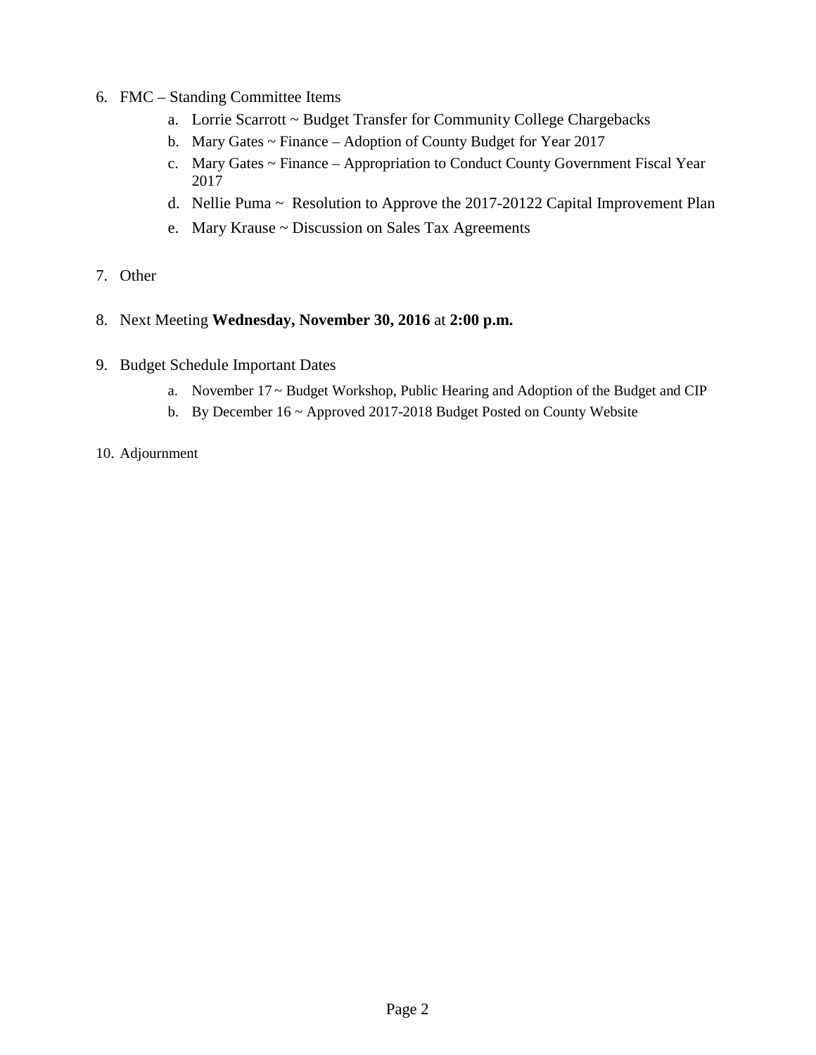6. FMC – Standing Committee Items
   a. Lorrie Scarrott ~ Budget Transfer for Community College Chargebacks
   b. Mary Gates ~ Finance – Adoption of County Budget for Year 2017
   c. Mary Gates ~ Finance – Appropriation to Conduct County Government Fiscal Year 2017
   d. Nellie Puma ~ Resolution to Approve the 2017-20122 Capital Improvement Plan
   e. Mary Krause ~ Discussion on Sales Tax Agreements

7. Other

8. Next Meeting **Wednesday, November 30, 2016** at **2:00 p.m.**

9. Budget Schedule Important Dates
   a. November 17 ~ Budget Workshop, Public Hearing and Adoption of the Budget and CIP
   b. By December 16 ~ Approved 2017-2018 Budget Posted on County Website

10. Adjournment